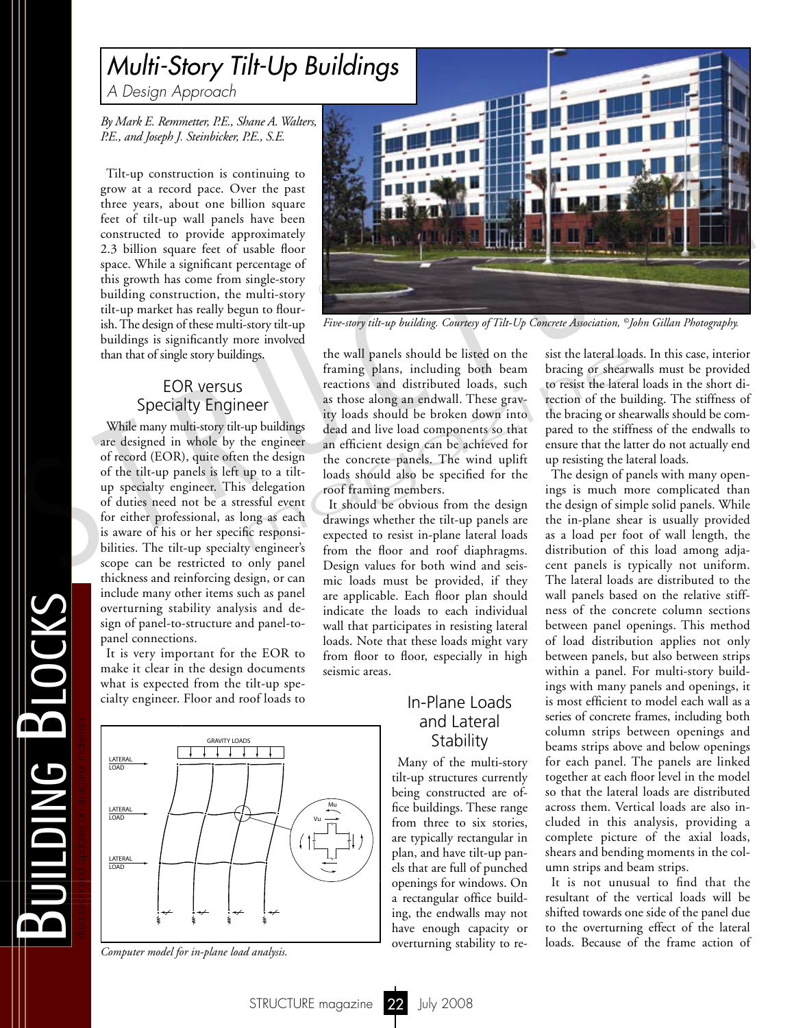# Multi-Story Tilt-Up Buildings

*A Design Approach*

*By Mark E. Remmetter, P.E., Shane A. Walters, P.E., and Joseph J. Steinbicker, P.E., S.E.*

Tilt-up construction is continuing to grow at a record pace. Over the past three years, about one billion square feet of tilt-up wall panels have been constructed to provide approximately 2.3 billion square feet of usable floor space. While a significant percentage of this growth has come from single-story building construction, the multi-story tilt-up market has really begun to flourish. The design of these multi-story tilt-up buildings is significantly more involved than that of single story buildings.

*Five-story tilt-up building. Courtesy of Tilt-Up Concrete Association, ©John Gillan Photography.*

## EOR versus Specialty Engineer

While many multi-story tilt-up buildings are designed in whole by the engineer of record (EOR), quite often the design of the tilt-up panels is left up to a tilt-up specialty engineer. This delegation of duties need not be a stressful event for either professional, as long as each is aware of his or her specific responsibilities. The tilt-up specialty engineer's scope can be restricted to only panel thickness and reinforcing design, or can include many other items such as panel overturning stability analysis and design of panel-to-structure and panel-to-panel connections.

It is very important for the EOR to make it clear in the design documents what is expected from the tilt-up specialty engineer. Floor and roof loads to the wall panels should be listed on the framing plans, including both beam reactions and distributed loads, such as those along an endwall. These gravity loads should be broken down into dead and live load components so that an efficient design can be achieved for the concrete panels. The wind uplift loads should also be specified for the roof framing members.

It should be obvious from the design drawings whether the tilt-up panels are expected to resist in-plane lateral loads from the floor and roof diaphragms. Design values for both wind and seismic loads must be provided, if they are applicable. Each floor plan should indicate the loads to each individual wall that participates in resisting lateral loads. Note that these loads might vary from floor to floor, especially in high seismic areas.

*Computer model for in-plane load analysis.*

## In-Plane Loads and Lateral Stability

Many of the multi-story tilt-up structures currently being constructed are office buildings. These range from three to six stories, are typically rectangular in plan, and have tilt-up panels that are full of punched openings for windows. On a rectangular office building, the endwalls may not have enough capacity or overturning stability to resist the lateral loads. In this case, interior bracing or shearwalls must be provided to resist the lateral loads in the short direction of the building. The stiffness of the bracing or shearwalls should be compared to the stiffness of the endwalls to ensure that the latter do not actually end up resisting the lateral loads.

The design of panels with many openings is much more complicated than the design of simple solid panels. While the in-plane shear is usually provided as a load per foot of wall length, the distribution of this load among adjacent panels is typically not uniform. The lateral loads are distributed to the wall panels based on the relative stiffness of the concrete column sections between panel openings. This method of load distribution applies not only between panels, but also between strips within a panel. For multi-story buildings with many panels and openings, it is most efficient to model each wall as a series of concrete frames, including both column strips between openings and beams strips above and below openings for each panel. The panels are linked together at each floor level in the model so that the lateral loads are distributed across them. Vertical loads are also included in this analysis, providing a complete picture of the axial loads, shears and bending moments in the column strips and beam strips.

It is not unusual to find that the resultant of the vertical loads will be shifted towards one side of the panel due to the overturning effect of the lateral loads. Because of the frame action of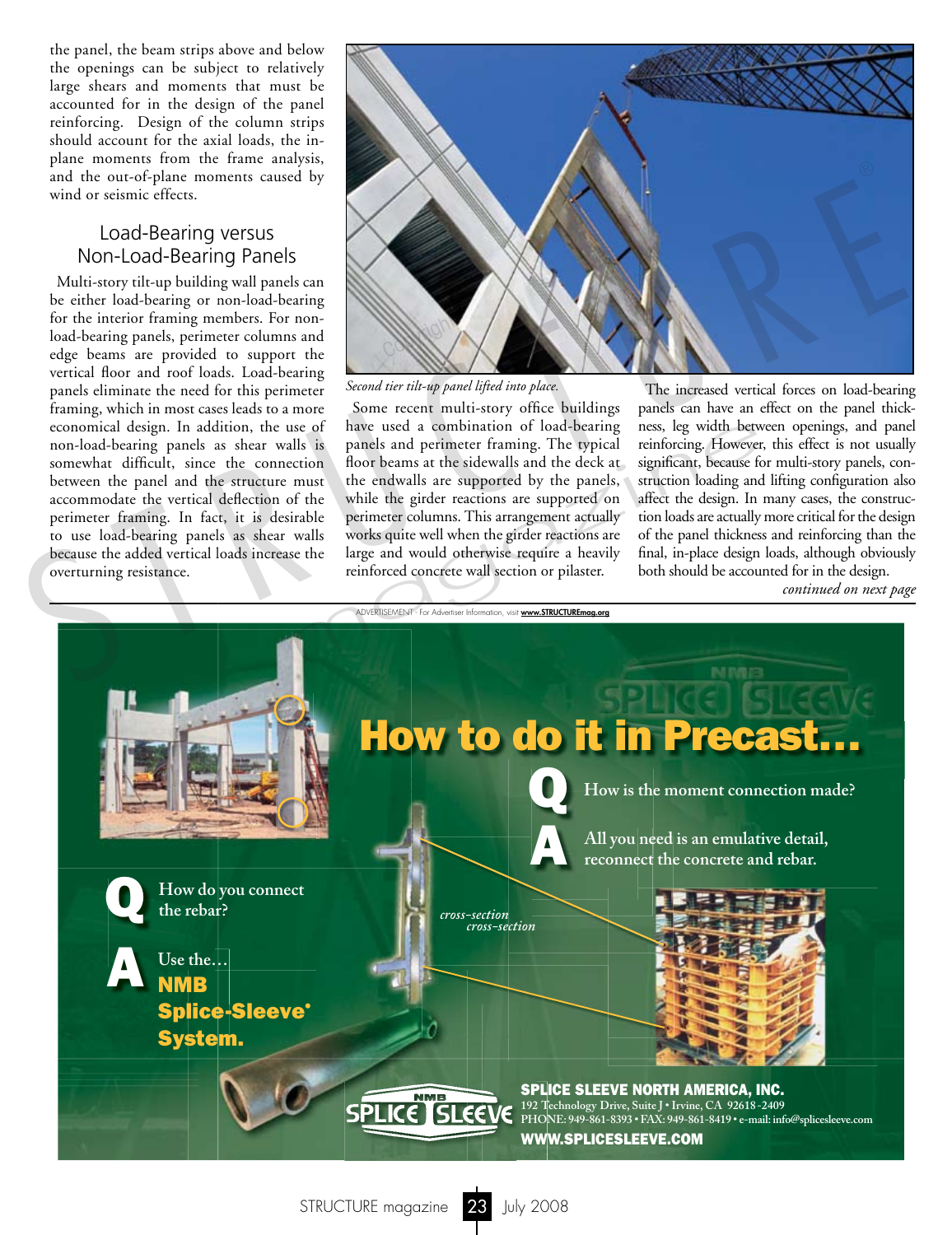the panel, the beam strips above and below the openings can be subject to relatively large shears and moments that must be accounted for in the design of the panel reinforcing. Design of the column strips should account for the axial loads, the in-plane moments from the frame analysis, and the out-of-plane moments caused by wind or seismic effects.

## Load-Bearing versus Non-Load-Bearing Panels

Multi-story tilt-up building wall panels can be either load-bearing or non-load-bearing for the interior framing members. For non-load-bearing panels, perimeter columns and edge beams are provided to support the vertical floor and roof loads. Load-bearing panels eliminate the need for this perimeter framing, which in most cases leads to a more economical design. In addition, the use of non-load-bearing panels as shear walls is somewhat difficult, since the connection between the panel and the structure must accommodate the vertical deflection of the perimeter framing. In fact, it is desirable to use load-bearing panels as shear walls because the added vertical loads increase the overturning resistance.

*Second tier tilt-up panel lifted into place.*

Some recent multi-story office buildings have used a combination of load-bearing panels and perimeter framing. The typical floor beams at the sidewalls and the deck at the endwalls are supported by the panels, while the girder reactions are supported on perimeter columns. This arrangement actually works quite well when the girder reactions are large and would otherwise require a heavily reinforced concrete wall section or pilaster.

The increased vertical forces on load-bearing panels can have an effect on the panel thickness, leg width between openings, and panel reinforcing. However, this effect is not usually significant, because for multi-story panels, construction loading and lifting configuration also affect the design. In many cases, the construction loads are actually more critical for the design of the panel thickness and reinforcing than the final, in-place design loads, although obviously both should be accounted for in the design.

*continued on next page*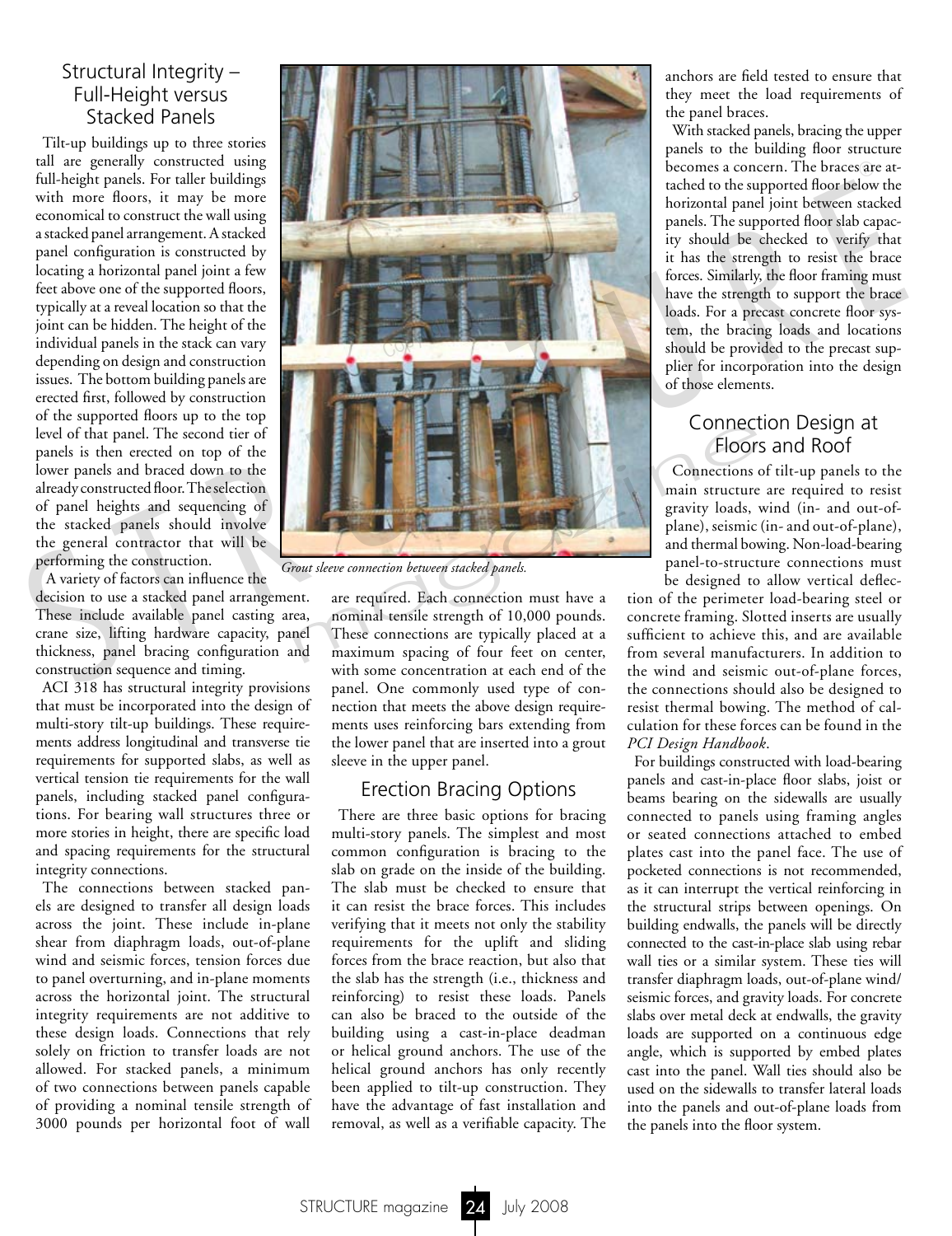## Structural Integrity – Full-Height versus Stacked Panels

Tilt-up buildings up to three stories tall are generally constructed using full-height panels. For taller buildings with more floors, it may be more economical to construct the wall using a stacked panel arrangement. A stacked panel configuration is constructed by locating a horizontal panel joint a few feet above one of the supported floors, typically at a reveal location so that the joint can be hidden. The height of the individual panels in the stack can vary depending on design and construction issues. The bottom building panels are erected first, followed by construction of the supported floors up to the top level of that panel. The second tier of panels is then erected on top of the lower panels and braced down to the already constructed floor. The selection of panel heights and sequencing of the stacked panels should involve the general contractor that will be performing the construction.

A variety of factors can influence the decision to use a stacked panel arrangement. These include available panel casting area, crane size, lifting hardware capacity, panel thickness, panel bracing configuration and construction sequence and timing.

ACI 318 has structural integrity provisions that must be incorporated into the design of multi-story tilt-up buildings. These requirements address longitudinal and transverse tie requirements for supported slabs, as well as vertical tension tie requirements for the wall panels, including stacked panel configurations. For bearing wall structures three or more stories in height, there are specific load and spacing requirements for the structural integrity connections.

The connections between stacked panels are designed to transfer all design loads across the joint. These include in-plane shear from diaphragm loads, out-of-plane wind and seismic forces, tension forces due to panel overturning, and in-plane moments across the horizontal joint. The structural integrity requirements are not additive to these design loads. Connections that rely solely on friction to transfer loads are not allowed. For stacked panels, a minimum of two connections between panels capable of providing a nominal tensile strength of 3000 pounds per horizontal foot of wall are required. Each connection must have a nominal tensile strength of 10,000 pounds. These connections are typically placed at a maximum spacing of four feet on center, with some concentration at each end of the panel. One commonly used type of connection that meets the above design requirements uses reinforcing bars extending from the lower panel that are inserted into a grout sleeve in the upper panel.

*Grout sleeve connection between stacked panels.*

## Erection Bracing Options

There are three basic options for bracing multi-story panels. The simplest and most common configuration is bracing to the slab on grade on the inside of the building. The slab must be checked to ensure that it can resist the brace forces. This includes verifying that it meets not only the stability requirements for the uplift and sliding forces from the brace reaction, but also that the slab has the strength (i.e., thickness and reinforcing) to resist these loads. Panels can also be braced to the outside of the building using a cast-in-place deadman or helical ground anchors. The use of the helical ground anchors has only recently been applied to tilt-up construction. They have the advantage of fast installation and removal, as well as a verifiable capacity. The anchors are field tested to ensure that they meet the load requirements of the panel braces.

With stacked panels, bracing the upper panels to the building floor structure becomes a concern. The braces are attached to the supported floor below the horizontal panel joint between stacked panels. The supported floor slab capacity should be checked to verify that it has the strength to resist the brace forces. Similarly, the floor framing must have the strength to support the brace loads. For a precast concrete floor system, the bracing loads and locations should be provided to the precast supplier for incorporation into the design of those elements.

## Connection Design at Floors and Roof

Connections of tilt-up panels to the main structure are required to resist gravity loads, wind (in- and out-of-plane), seismic (in- and out-of-plane), and thermal bowing. Non-load-bearing panel-to-structure connections must be designed to allow vertical deflection of the perimeter load-bearing steel or concrete framing. Slotted inserts are usually sufficient to achieve this, and are available from several manufacturers. In addition to the wind and seismic out-of-plane forces, the connections should also be designed to resist thermal bowing. The method of calculation for these forces can be found in the *PCI Design Handbook*.

For buildings constructed with load-bearing panels and cast-in-place floor slabs, joist or beams bearing on the sidewalls are usually connected to panels using framing angles or seated connections attached to embed plates cast into the panel face. The use of pocketed connections is not recommended, as it can interrupt the vertical reinforcing in the structural strips between openings. On building endwalls, the panels will be directly connected to the cast-in-place slab using rebar wall ties or a similar system. These ties will transfer diaphragm loads, out-of-plane wind/seismic forces, and gravity loads. For concrete slabs over metal deck at endwalls, the gravity loads are supported on a continuous edge angle, which is supported by embed plates cast into the panel. Wall ties should also be used on the sidewalls to transfer lateral loads into the panels and out-of-plane loads from the panels into the floor system.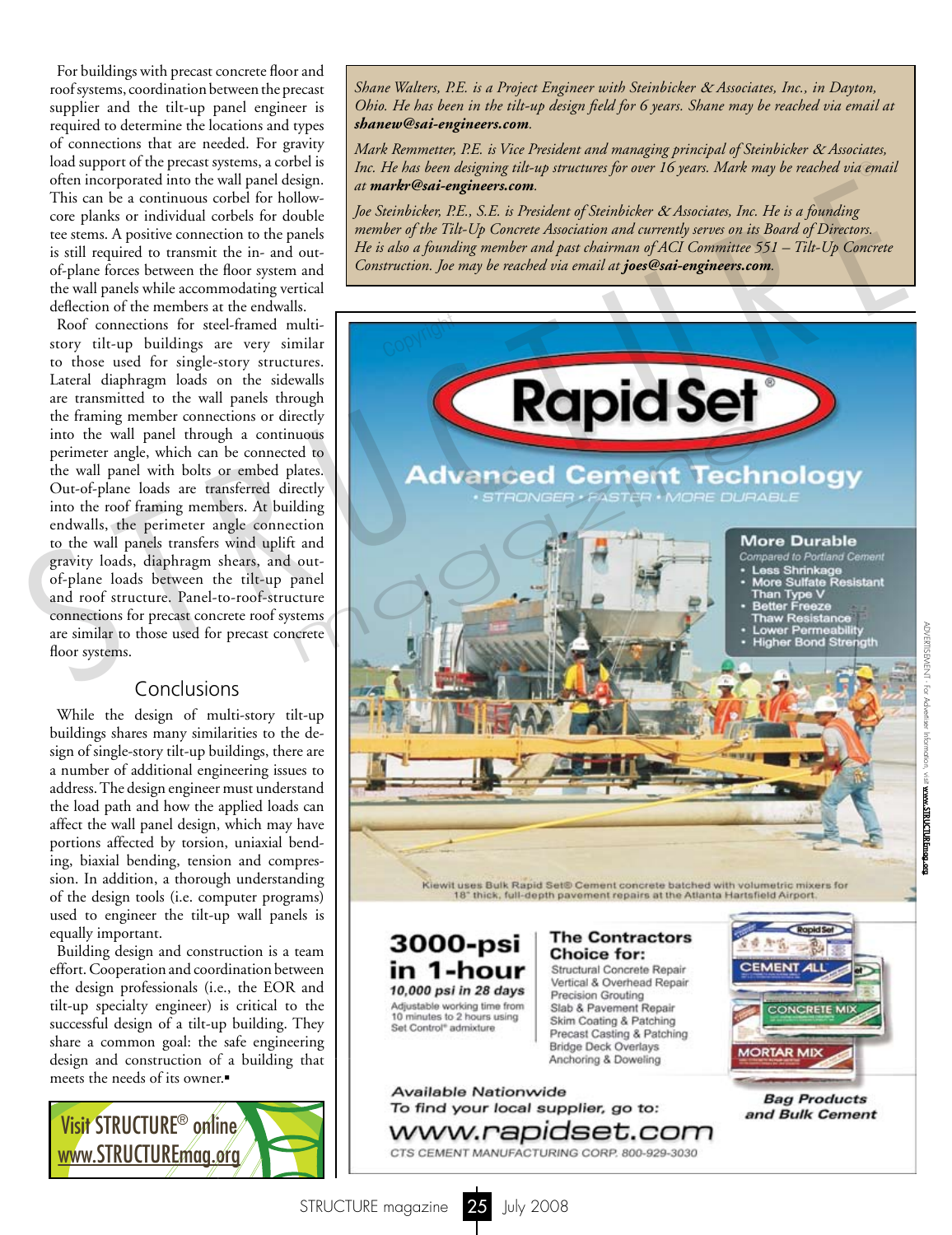For buildings with precast concrete floor and roof systems, coordination between the precast supplier and the tilt-up panel engineer is required to determine the locations and types of connections that are needed. For gravity load support of the precast systems, a corbel is often incorporated into the wall panel design. This can be a continuous corbel for hollow-core planks or individual corbels for double tee stems. A positive connection to the panels is still required to transmit the in- and out-of-plane forces between the floor system and the wall panels while accommodating vertical deflection of the members at the endwalls.

Roof connections for steel-framed multi-story tilt-up buildings are very similar to those used for single-story structures. Lateral diaphragm loads on the sidewalls are transmitted to the wall panels through the framing member connections or directly into the wall panel through a continuous perimeter angle, which can be connected to the wall panel with bolts or embed plates. Out-of-plane loads are transferred directly into the roof framing members. At building endwalls, the perimeter angle connection to the wall panels transfers wind uplift and gravity loads, diaphragm shears, and out-of-plane loads between the tilt-up panel and roof structure. Panel-to-roof-structure connections for precast concrete roof systems are similar to those used for precast concrete floor systems.

## Conclusions

While the design of multi-story tilt-up buildings shares many similarities to the design of single-story tilt-up buildings, there are a number of additional engineering issues to address. The design engineer must understand the load path and how the applied loads can affect the wall panel design, which may have portions affected by torsion, uniaxial bending, biaxial bending, tension and compression. In addition, a thorough understanding of the design tools (i.e. computer programs) used to engineer the tilt-up wall panels is equally important.

Building design and construction is a team effort. Cooperation and coordination between the design professionals (i.e., the EOR and tilt-up specialty engineer) is critical to the successful design of a tilt-up building. They share a common goal: the safe engineering design and construction of a building that meets the needs of its owner.▪

*Shane Walters, P.E. is a Project Engineer with Steinbicker & Associates, Inc., in Dayton, Ohio. He has been in the tilt-up design field for 6 years. Shane may be reached via email at **shanew@sai-engineers.com**.*

*Mark Remmetter, P.E. is Vice President and managing principal of Steinbicker & Associates, Inc. He has been designing tilt-up structures for over 16 years. Mark may be reached via email at **markr@sai-engineers.com**.*

*Joe Steinbicker, P.E., S.E. is President of Steinbicker & Associates, Inc. He is a founding member of the Tilt-Up Concrete Association and currently serves on its Board of Directors. He is also a founding member and past chairman of ACI Committee 551 – Tilt-Up Concrete Construction. Joe may be reached via email at **joes@sai-engineers.com**.*

Visit STRUCTURE® online
www.STRUCTUREmag.org